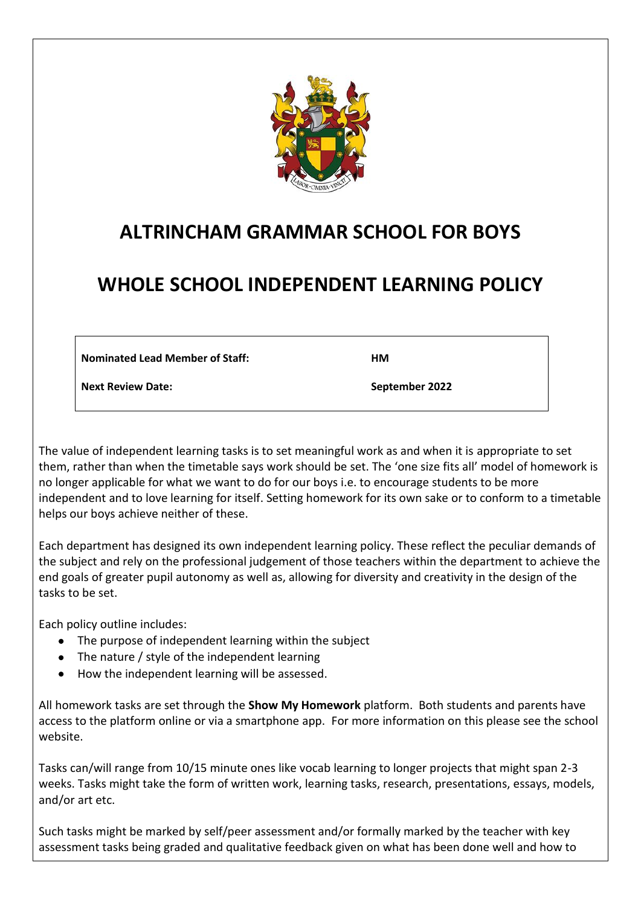# ALTRINCHAM GRAMMAR SCHOOL FOR BOYS

# WHOLE SCHOOL INDEPENDENT LEARNING POLICY

| **Nominated Lead Member of Staff:** | **HM** |
| --- | --- |
| **Next Review Date:** | **September 2022** |

The value of independent learning tasks is to set meaningful work as and when it is appropriate to set them, rather than when the timetable says work should be set. The 'one size fits all' model of homework is no longer applicable for what we want to do for our boys i.e. to encourage students to be more independent and to love learning for itself. Setting homework for its own sake or to conform to a timetable helps our boys achieve neither of these.

Each department has designed its own independent learning policy. These reflect the peculiar demands of the subject and rely on the professional judgement of those teachers within the department to achieve the end goals of greater pupil autonomy as well as, allowing for diversity and creativity in the design of the tasks to be set.

Each policy outline includes:

- The purpose of independent learning within the subject
- The nature / style of the independent learning
- How the independent learning will be assessed.

All homework tasks are set through the **Show My Homework** platform. Both students and parents have access to the platform online or via a smartphone app. For more information on this please see the school website.

Tasks can/will range from 10/15 minute ones like vocab learning to longer projects that might span 2-3 weeks. Tasks might take the form of written work, learning tasks, research, presentations, essays, models, and/or art etc.

Such tasks might be marked by self/peer assessment and/or formally marked by the teacher with key assessment tasks being graded and qualitative feedback given on what has been done well and how to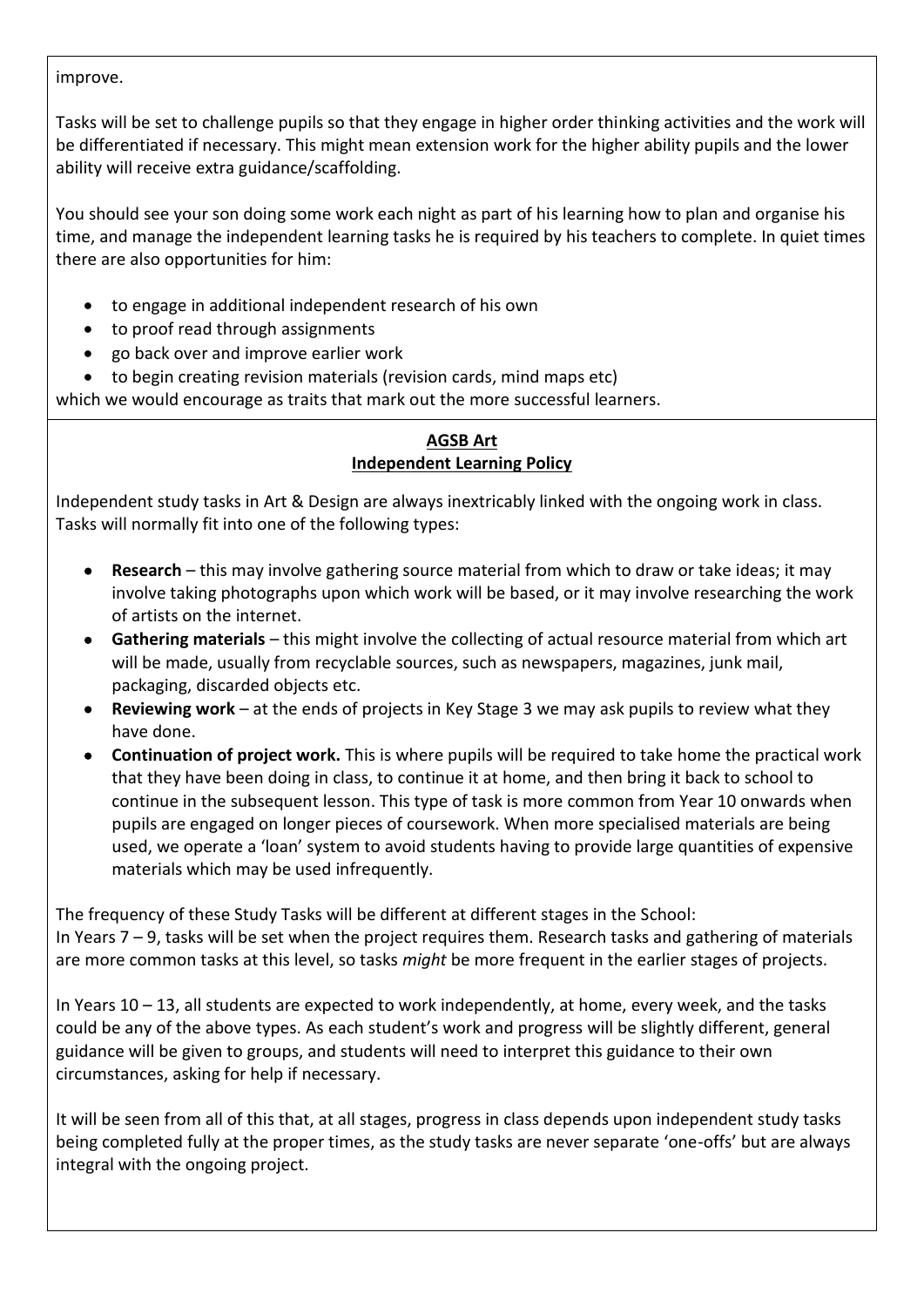improve.

Tasks will be set to challenge pupils so that they engage in higher order thinking activities and the work will be differentiated if necessary. This might mean extension work for the higher ability pupils and the lower ability will receive extra guidance/scaffolding.

You should see your son doing some work each night as part of his learning how to plan and organise his time, and manage the independent learning tasks he is required by his teachers to complete. In quiet times there are also opportunities for him:

- to engage in additional independent research of his own
- to proof read through assignments
- go back over and improve earlier work
- to begin creating revision materials (revision cards, mind maps etc)

which we would encourage as traits that mark out the more successful learners.

## AGSB Art
## Independent Learning Policy

Independent study tasks in Art & Design are always inextricably linked with the ongoing work in class. Tasks will normally fit into one of the following types:

- **Research** – this may involve gathering source material from which to draw or take ideas; it may involve taking photographs upon which work will be based, or it may involve researching the work of artists on the internet.
- **Gathering materials** – this might involve the collecting of actual resource material from which art will be made, usually from recyclable sources, such as newspapers, magazines, junk mail, packaging, discarded objects etc.
- **Reviewing work** – at the ends of projects in Key Stage 3 we may ask pupils to review what they have done.
- **Continuation of project work.** This is where pupils will be required to take home the practical work that they have been doing in class, to continue it at home, and then bring it back to school to continue in the subsequent lesson. This type of task is more common from Year 10 onwards when pupils are engaged on longer pieces of coursework. When more specialised materials are being used, we operate a 'loan' system to avoid students having to provide large quantities of expensive materials which may be used infrequently.

The frequency of these Study Tasks will be different at different stages in the School:
In Years 7 – 9, tasks will be set when the project requires them. Research tasks and gathering of materials are more common tasks at this level, so tasks *might* be more frequent in the earlier stages of projects.

In Years 10 – 13, all students are expected to work independently, at home, every week, and the tasks could be any of the above types. As each student's work and progress will be slightly different, general guidance will be given to groups, and students will need to interpret this guidance to their own circumstances, asking for help if necessary.

It will be seen from all of this that, at all stages, progress in class depends upon independent study tasks being completed fully at the proper times, as the study tasks are never separate 'one-offs' but are always integral with the ongoing project.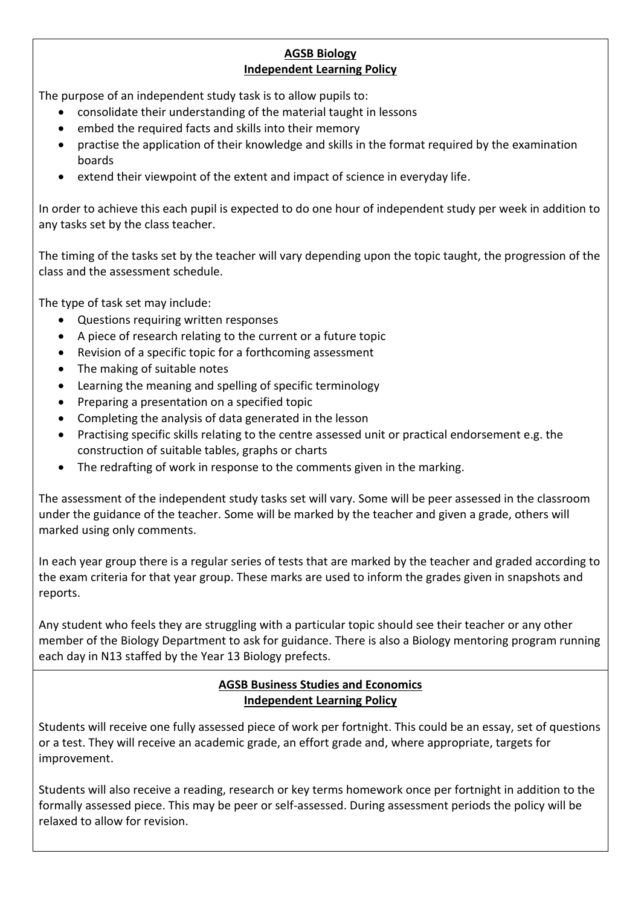## AGSB Biology
## Independent Learning Policy

The purpose of an independent study task is to allow pupils to:

- consolidate their understanding of the material taught in lessons
- embed the required facts and skills into their memory
- practise the application of their knowledge and skills in the format required by the examination boards
- extend their viewpoint of the extent and impact of science in everyday life.

In order to achieve this each pupil is expected to do one hour of independent study per week in addition to any tasks set by the class teacher.

The timing of the tasks set by the teacher will vary depending upon the topic taught, the progression of the class and the assessment schedule.

The type of task set may include:

- Questions requiring written responses
- A piece of research relating to the current or a future topic
- Revision of a specific topic for a forthcoming assessment
- The making of suitable notes
- Learning the meaning and spelling of specific terminology
- Preparing a presentation on a specified topic
- Completing the analysis of data generated in the lesson
- Practising specific skills relating to the centre assessed unit or practical endorsement e.g. the construction of suitable tables, graphs or charts
- The redrafting of work in response to the comments given in the marking.

The assessment of the independent study tasks set will vary. Some will be peer assessed in the classroom under the guidance of the teacher. Some will be marked by the teacher and given a grade, others will marked using only comments.

In each year group there is a regular series of tests that are marked by the teacher and graded according to the exam criteria for that year group. These marks are used to inform the grades given in snapshots and reports.

Any student who feels they are struggling with a particular topic should see their teacher or any other member of the Biology Department to ask for guidance. There is also a Biology mentoring program running each day in N13 staffed by the Year 13 Biology prefects.

## AGSB Business Studies and Economics
## Independent Learning Policy

Students will receive one fully assessed piece of work per fortnight. This could be an essay, set of questions or a test. They will receive an academic grade, an effort grade and, where appropriate, targets for improvement.

Students will also receive a reading, research or key terms homework once per fortnight in addition to the formally assessed piece. This may be peer or self-assessed. During assessment periods the policy will be relaxed to allow for revision.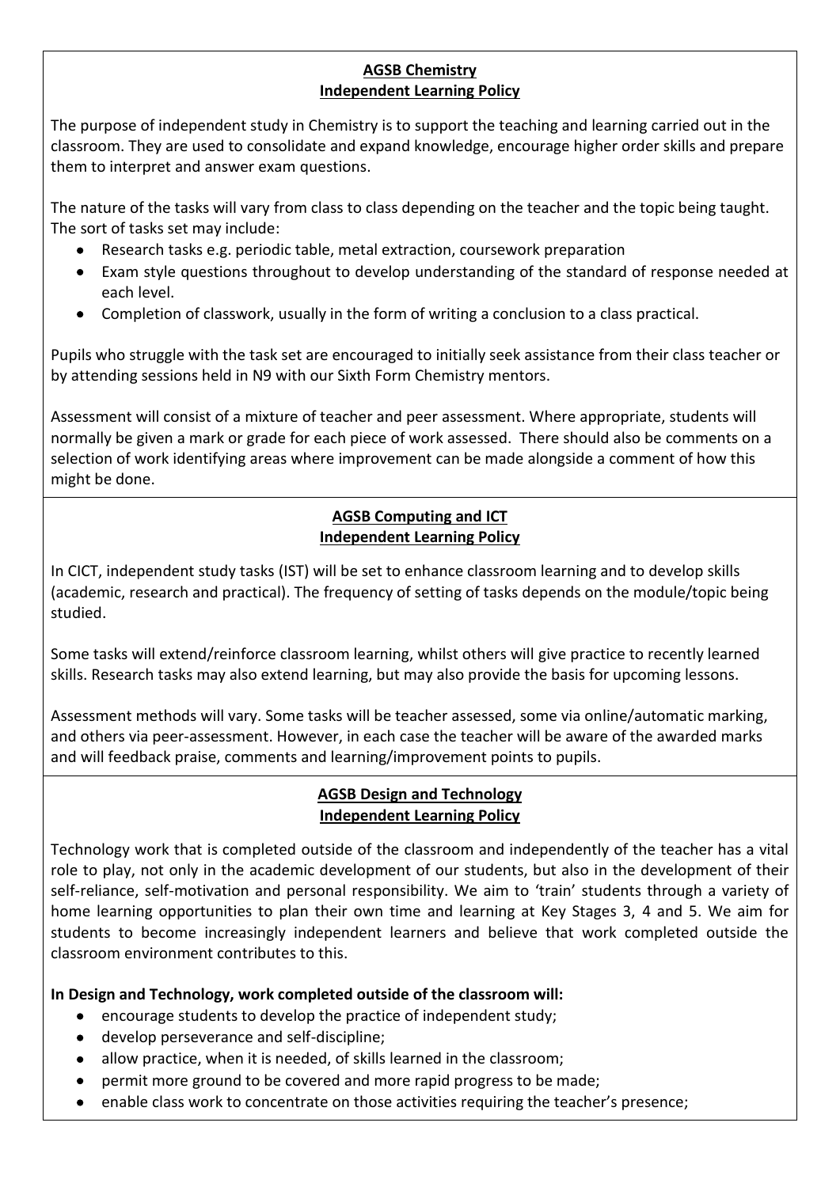## AGSB Chemistry
## Independent Learning Policy

The purpose of independent study in Chemistry is to support the teaching and learning carried out in the classroom. They are used to consolidate and expand knowledge, encourage higher order skills and prepare them to interpret and answer exam questions.

The nature of the tasks will vary from class to class depending on the teacher and the topic being taught. The sort of tasks set may include:

- Research tasks e.g. periodic table, metal extraction, coursework preparation
- Exam style questions throughout to develop understanding of the standard of response needed at each level.
- Completion of classwork, usually in the form of writing a conclusion to a class practical.

Pupils who struggle with the task set are encouraged to initially seek assistance from their class teacher or by attending sessions held in N9 with our Sixth Form Chemistry mentors.

Assessment will consist of a mixture of teacher and peer assessment. Where appropriate, students will normally be given a mark or grade for each piece of work assessed. There should also be comments on a selection of work identifying areas where improvement can be made alongside a comment of how this might be done.

## AGSB Computing and ICT
## Independent Learning Policy

In CICT, independent study tasks (IST) will be set to enhance classroom learning and to develop skills (academic, research and practical). The frequency of setting of tasks depends on the module/topic being studied.

Some tasks will extend/reinforce classroom learning, whilst others will give practice to recently learned skills. Research tasks may also extend learning, but may also provide the basis for upcoming lessons.

Assessment methods will vary. Some tasks will be teacher assessed, some via online/automatic marking, and others via peer-assessment. However, in each case the teacher will be aware of the awarded marks and will feedback praise, comments and learning/improvement points to pupils.

## AGSB Design and Technology
## Independent Learning Policy

Technology work that is completed outside of the classroom and independently of the teacher has a vital role to play, not only in the academic development of our students, but also in the development of their self-reliance, self-motivation and personal responsibility. We aim to 'train' students through a variety of home learning opportunities to plan their own time and learning at Key Stages 3, 4 and 5. We aim for students to become increasingly independent learners and believe that work completed outside the classroom environment contributes to this.

**In Design and Technology, work completed outside of the classroom will:**

- encourage students to develop the practice of independent study;
- develop perseverance and self-discipline;
- allow practice, when it is needed, of skills learned in the classroom;
- permit more ground to be covered and more rapid progress to be made;
- enable class work to concentrate on those activities requiring the teacher's presence;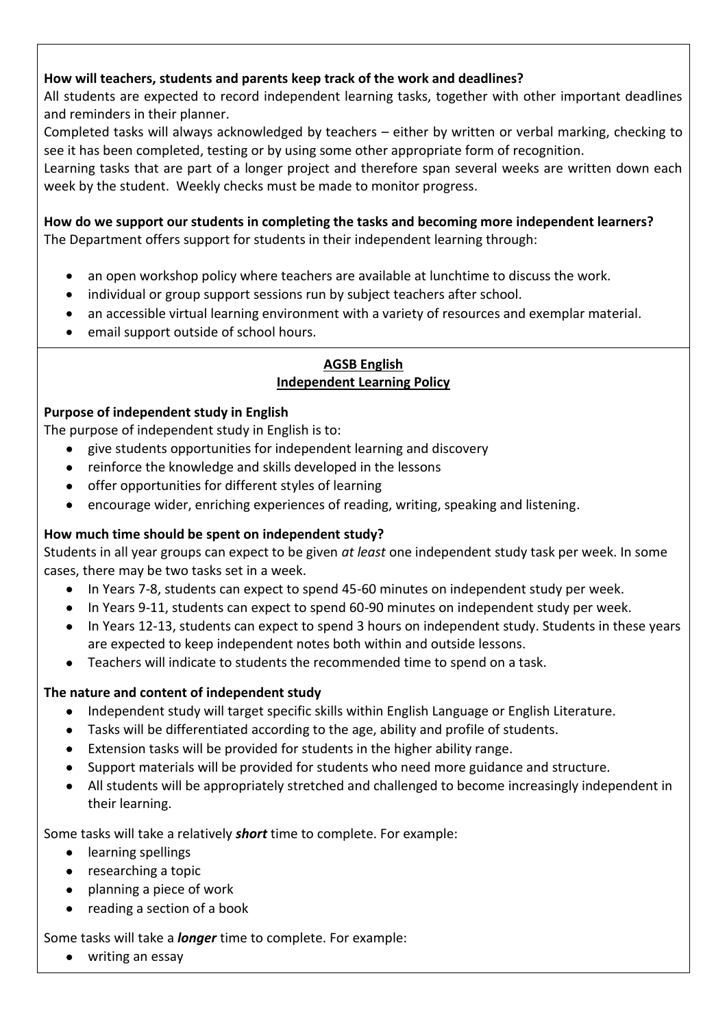**How will teachers, students and parents keep track of the work and deadlines?**

All students are expected to record independent learning tasks, together with other important deadlines and reminders in their planner.

Completed tasks will always acknowledged by teachers – either by written or verbal marking, checking to see it has been completed, testing or by using some other appropriate form of recognition.

Learning tasks that are part of a longer project and therefore span several weeks are written down each week by the student. Weekly checks must be made to monitor progress.

**How do we support our students in completing the tasks and becoming more independent learners?**

The Department offers support for students in their independent learning through:

- an open workshop policy where teachers are available at lunchtime to discuss the work.
- individual or group support sessions run by subject teachers after school.
- an accessible virtual learning environment with a variety of resources and exemplar material.
- email support outside of school hours.

## AGSB English
## Independent Learning Policy

**Purpose of independent study in English**

The purpose of independent study in English is to:

- give students opportunities for independent learning and discovery
- reinforce the knowledge and skills developed in the lessons
- offer opportunities for different styles of learning
- encourage wider, enriching experiences of reading, writing, speaking and listening.

**How much time should be spent on independent study?**

Students in all year groups can expect to be given *at least* one independent study task per week. In some cases, there may be two tasks set in a week.

- In Years 7-8, students can expect to spend 45-60 minutes on independent study per week.
- In Years 9-11, students can expect to spend 60-90 minutes on independent study per week.
- In Years 12-13, students can expect to spend 3 hours on independent study. Students in these years are expected to keep independent notes both within and outside lessons.
- Teachers will indicate to students the recommended time to spend on a task.

**The nature and content of independent study**

- Independent study will target specific skills within English Language or English Literature.
- Tasks will be differentiated according to the age, ability and profile of students.
- Extension tasks will be provided for students in the higher ability range.
- Support materials will be provided for students who need more guidance and structure.
- All students will be appropriately stretched and challenged to become increasingly independent in their learning.

Some tasks will take a relatively ***short*** time to complete. For example:

- learning spellings
- researching a topic
- planning a piece of work
- reading a section of a book

Some tasks will take a ***longer*** time to complete. For example:

- writing an essay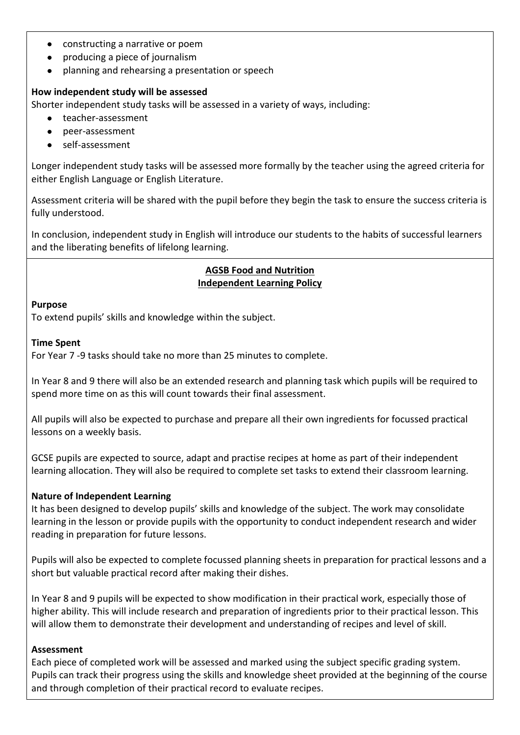- constructing a narrative or poem
- producing a piece of journalism
- planning and rehearsing a presentation or speech

**How independent study will be assessed**

Shorter independent study tasks will be assessed in a variety of ways, including:

- teacher-assessment
- peer-assessment
- self-assessment

Longer independent study tasks will be assessed more formally by the teacher using the agreed criteria for either English Language or English Literature.

Assessment criteria will be shared with the pupil before they begin the task to ensure the success criteria is fully understood.

In conclusion, independent study in English will introduce our students to the habits of successful learners and the liberating benefits of lifelong learning.

## AGSB Food and Nutrition
## Independent Learning Policy

**Purpose**

To extend pupils' skills and knowledge within the subject.

**Time Spent**

For Year 7 -9 tasks should take no more than 25 minutes to complete.

In Year 8 and 9 there will also be an extended research and planning task which pupils will be required to spend more time on as this will count towards their final assessment.

All pupils will also be expected to purchase and prepare all their own ingredients for focussed practical lessons on a weekly basis.

GCSE pupils are expected to source, adapt and practise recipes at home as part of their independent learning allocation. They will also be required to complete set tasks to extend their classroom learning.

**Nature of Independent Learning**

It has been designed to develop pupils' skills and knowledge of the subject. The work may consolidate learning in the lesson or provide pupils with the opportunity to conduct independent research and wider reading in preparation for future lessons.

Pupils will also be expected to complete focussed planning sheets in preparation for practical lessons and a short but valuable practical record after making their dishes.

In Year 8 and 9 pupils will be expected to show modification in their practical work, especially those of higher ability. This will include research and preparation of ingredients prior to their practical lesson. This will allow them to demonstrate their development and understanding of recipes and level of skill.

**Assessment**

Each piece of completed work will be assessed and marked using the subject specific grading system. Pupils can track their progress using the skills and knowledge sheet provided at the beginning of the course and through completion of their practical record to evaluate recipes.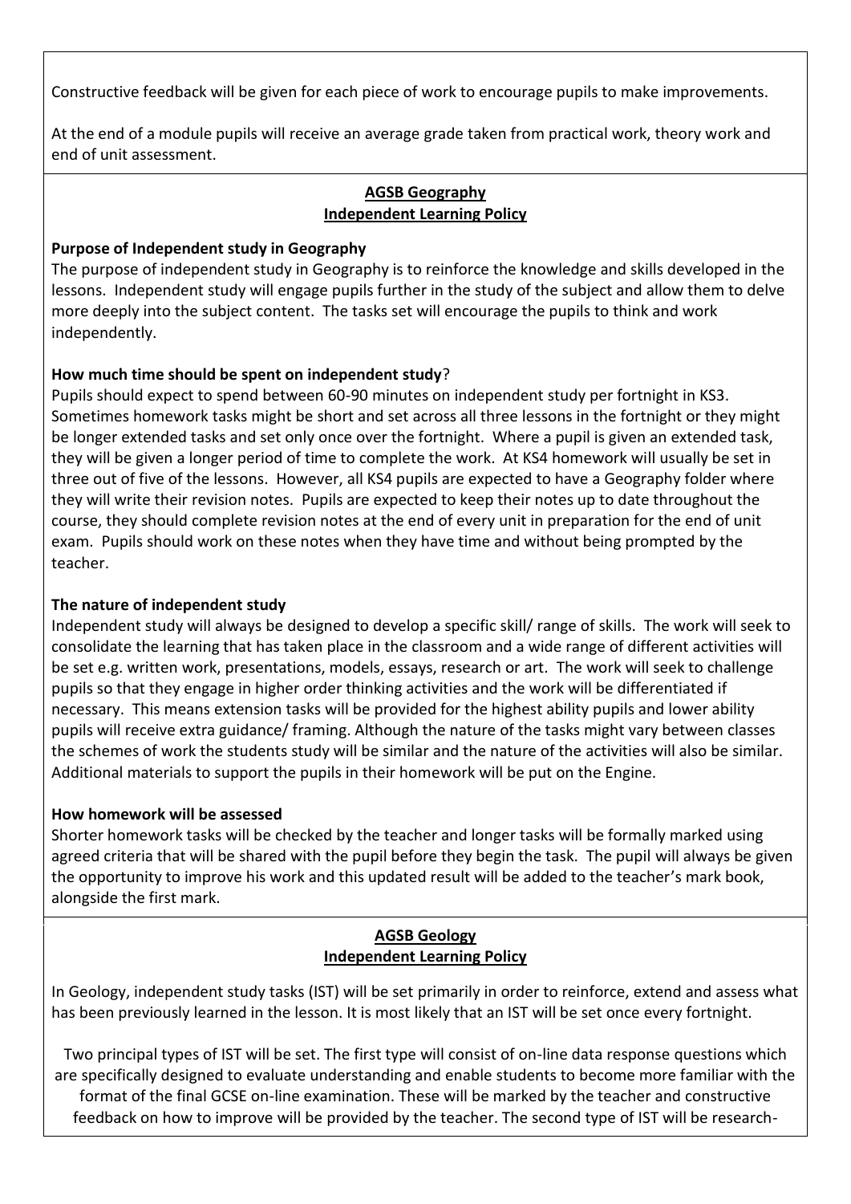Constructive feedback will be given for each piece of work to encourage pupils to make improvements.

At the end of a module pupils will receive an average grade taken from practical work, theory work and end of unit assessment.

## AGSB Geography
## Independent Learning Policy

**Purpose of Independent study in Geography**

The purpose of independent study in Geography is to reinforce the knowledge and skills developed in the lessons. Independent study will engage pupils further in the study of the subject and allow them to delve more deeply into the subject content. The tasks set will encourage the pupils to think and work independently.

**How much time should be spent on independent study**?

Pupils should expect to spend between 60-90 minutes on independent study per fortnight in KS3. Sometimes homework tasks might be short and set across all three lessons in the fortnight or they might be longer extended tasks and set only once over the fortnight. Where a pupil is given an extended task, they will be given a longer period of time to complete the work. At KS4 homework will usually be set in three out of five of the lessons. However, all KS4 pupils are expected to have a Geography folder where they will write their revision notes. Pupils are expected to keep their notes up to date throughout the course, they should complete revision notes at the end of every unit in preparation for the end of unit exam. Pupils should work on these notes when they have time and without being prompted by the teacher.

**The nature of independent study**

Independent study will always be designed to develop a specific skill/ range of skills. The work will seek to consolidate the learning that has taken place in the classroom and a wide range of different activities will be set e.g. written work, presentations, models, essays, research or art. The work will seek to challenge pupils so that they engage in higher order thinking activities and the work will be differentiated if necessary. This means extension tasks will be provided for the highest ability pupils and lower ability pupils will receive extra guidance/ framing. Although the nature of the tasks might vary between classes the schemes of work the students study will be similar and the nature of the activities will also be similar. Additional materials to support the pupils in their homework will be put on the Engine.

**How homework will be assessed**

Shorter homework tasks will be checked by the teacher and longer tasks will be formally marked using agreed criteria that will be shared with the pupil before they begin the task. The pupil will always be given the opportunity to improve his work and this updated result will be added to the teacher's mark book, alongside the first mark.

## AGSB Geology
## Independent Learning Policy

In Geology, independent study tasks (IST) will be set primarily in order to reinforce, extend and assess what has been previously learned in the lesson. It is most likely that an IST will be set once every fortnight.

Two principal types of IST will be set. The first type will consist of on-line data response questions which are specifically designed to evaluate understanding and enable students to become more familiar with the format of the final GCSE on-line examination. These will be marked by the teacher and constructive feedback on how to improve will be provided by the teacher. The second type of IST will be research-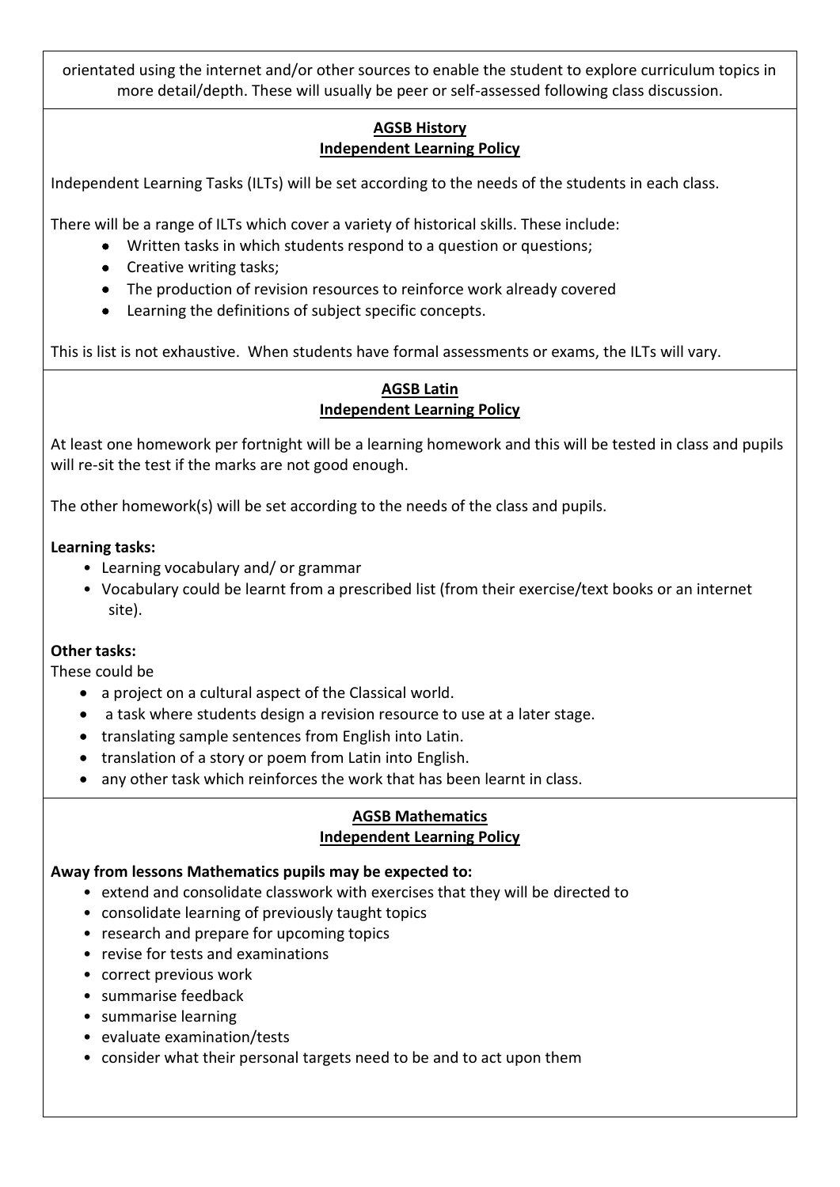orientated using the internet and/or other sources to enable the student to explore curriculum topics in more detail/depth. These will usually be peer or self-assessed following class discussion.

## AGSB History
## Independent Learning Policy

Independent Learning Tasks (ILTs) will be set according to the needs of the students in each class.

There will be a range of ILTs which cover a variety of historical skills. These include:

- Written tasks in which students respond to a question or questions;
- Creative writing tasks;
- The production of revision resources to reinforce work already covered
- Learning the definitions of subject specific concepts.

This is list is not exhaustive. When students have formal assessments or exams, the ILTs will vary.

## AGSB Latin
## Independent Learning Policy

At least one homework per fortnight will be a learning homework and this will be tested in class and pupils will re-sit the test if the marks are not good enough.

The other homework(s) will be set according to the needs of the class and pupils.

**Learning tasks:**

- Learning vocabulary and/ or grammar
- Vocabulary could be learnt from a prescribed list (from their exercise/text books or an internet site).

**Other tasks:**

These could be

- a project on a cultural aspect of the Classical world.
- a task where students design a revision resource to use at a later stage.
- translating sample sentences from English into Latin.
- translation of a story or poem from Latin into English.
- any other task which reinforces the work that has been learnt in class.

## AGSB Mathematics
## Independent Learning Policy

**Away from lessons Mathematics pupils may be expected to:**

- extend and consolidate classwork with exercises that they will be directed to
- consolidate learning of previously taught topics
- research and prepare for upcoming topics
- revise for tests and examinations
- correct previous work
- summarise feedback
- summarise learning
- evaluate examination/tests
- consider what their personal targets need to be and to act upon them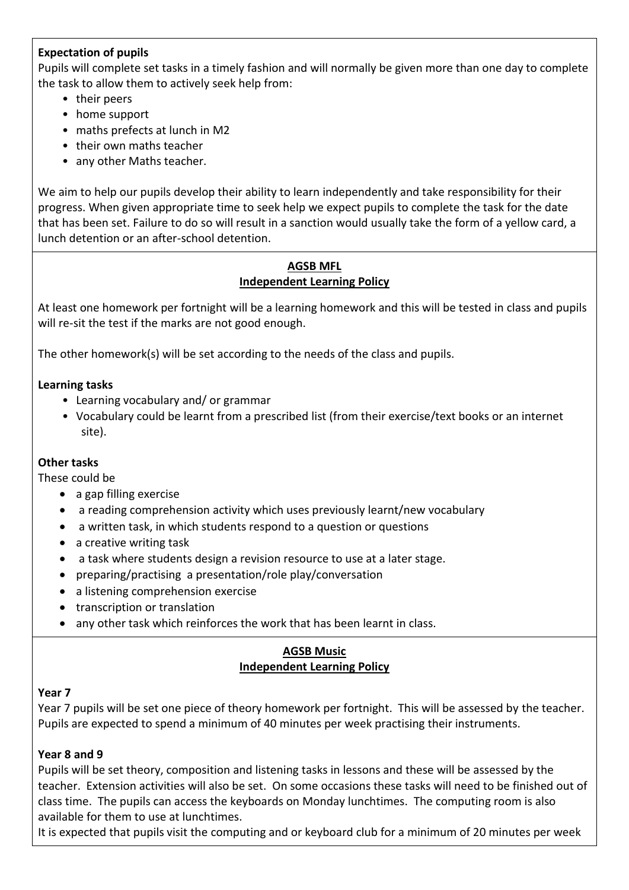**Expectation of pupils**

Pupils will complete set tasks in a timely fashion and will normally be given more than one day to complete the task to allow them to actively seek help from:

- their peers
- home support
- maths prefects at lunch in M2
- their own maths teacher
- any other Maths teacher.

We aim to help our pupils develop their ability to learn independently and take responsibility for their progress. When given appropriate time to seek help we expect pupils to complete the task for the date that has been set. Failure to do so will result in a sanction would usually take the form of a yellow card, a lunch detention or an after-school detention.

## AGSB MFL
## Independent Learning Policy

At least one homework per fortnight will be a learning homework and this will be tested in class and pupils will re-sit the test if the marks are not good enough.

The other homework(s) will be set according to the needs of the class and pupils.

**Learning tasks**

- Learning vocabulary and/ or grammar
- Vocabulary could be learnt from a prescribed list (from their exercise/text books or an internet site).

**Other tasks**

These could be

- a gap filling exercise
- a reading comprehension activity which uses previously learnt/new vocabulary
- a written task, in which students respond to a question or questions
- a creative writing task
- a task where students design a revision resource to use at a later stage.
- preparing/practising a presentation/role play/conversation
- a listening comprehension exercise
- transcription or translation
- any other task which reinforces the work that has been learnt in class.

## AGSB Music
## Independent Learning Policy

**Year 7**

Year 7 pupils will be set one piece of theory homework per fortnight. This will be assessed by the teacher. Pupils are expected to spend a minimum of 40 minutes per week practising their instruments.

**Year 8 and 9**

Pupils will be set theory, composition and listening tasks in lessons and these will be assessed by the teacher. Extension activities will also be set. On some occasions these tasks will need to be finished out of class time. The pupils can access the keyboards on Monday lunchtimes. The computing room is also available for them to use at lunchtimes.

It is expected that pupils visit the computing and or keyboard club for a minimum of 20 minutes per week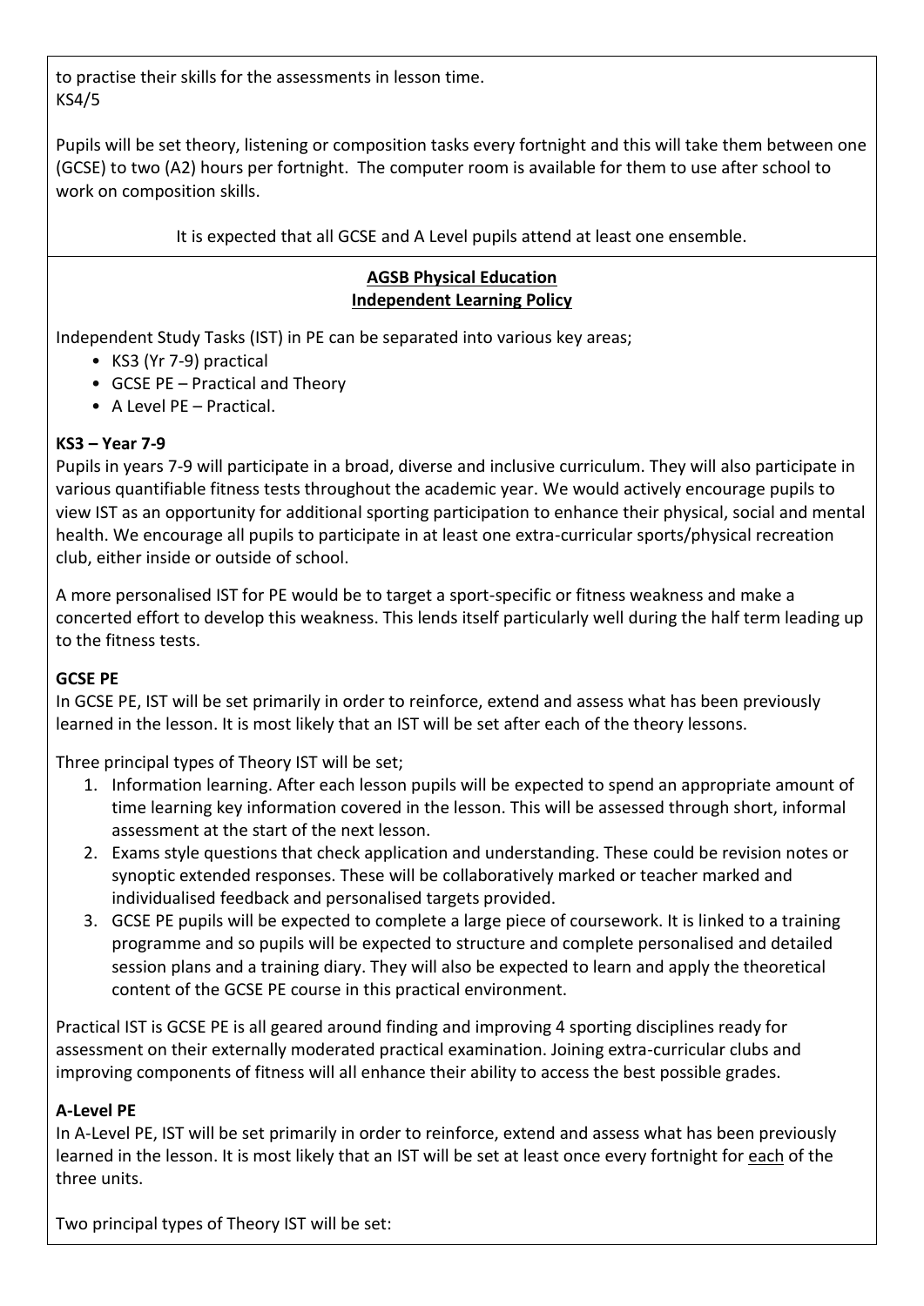to practise their skills for the assessments in lesson time.
KS4/5

Pupils will be set theory, listening or composition tasks every fortnight and this will take them between one (GCSE) to two (A2) hours per fortnight. The computer room is available for them to use after school to work on composition skills.

It is expected that all GCSE and A Level pupils attend at least one ensemble.

## AGSB Physical Education
## Independent Learning Policy

Independent Study Tasks (IST) in PE can be separated into various key areas;

- KS3 (Yr 7-9) practical
- GCSE PE – Practical and Theory
- A Level PE – Practical.

### KS3 – Year 7-9

Pupils in years 7-9 will participate in a broad, diverse and inclusive curriculum. They will also participate in various quantifiable fitness tests throughout the academic year. We would actively encourage pupils to view IST as an opportunity for additional sporting participation to enhance their physical, social and mental health. We encourage all pupils to participate in at least one extra-curricular sports/physical recreation club, either inside or outside of school.

A more personalised IST for PE would be to target a sport-specific or fitness weakness and make a concerted effort to develop this weakness. This lends itself particularly well during the half term leading up to the fitness tests.

### GCSE PE

In GCSE PE, IST will be set primarily in order to reinforce, extend and assess what has been previously learned in the lesson. It is most likely that an IST will be set after each of the theory lessons.

Three principal types of Theory IST will be set;

1. Information learning. After each lesson pupils will be expected to spend an appropriate amount of time learning key information covered in the lesson. This will be assessed through short, informal assessment at the start of the next lesson.
2. Exams style questions that check application and understanding. These could be revision notes or synoptic extended responses. These will be collaboratively marked or teacher marked and individualised feedback and personalised targets provided.
3. GCSE PE pupils will be expected to complete a large piece of coursework. It is linked to a training programme and so pupils will be expected to structure and complete personalised and detailed session plans and a training diary. They will also be expected to learn and apply the theoretical content of the GCSE PE course in this practical environment.

Practical IST is GCSE PE is all geared around finding and improving 4 sporting disciplines ready for assessment on their externally moderated practical examination. Joining extra-curricular clubs and improving components of fitness will all enhance their ability to access the best possible grades.

### A-Level PE

In A-Level PE, IST will be set primarily in order to reinforce, extend and assess what has been previously learned in the lesson. It is most likely that an IST will be set at least once every fortnight for each of the three units.

Two principal types of Theory IST will be set: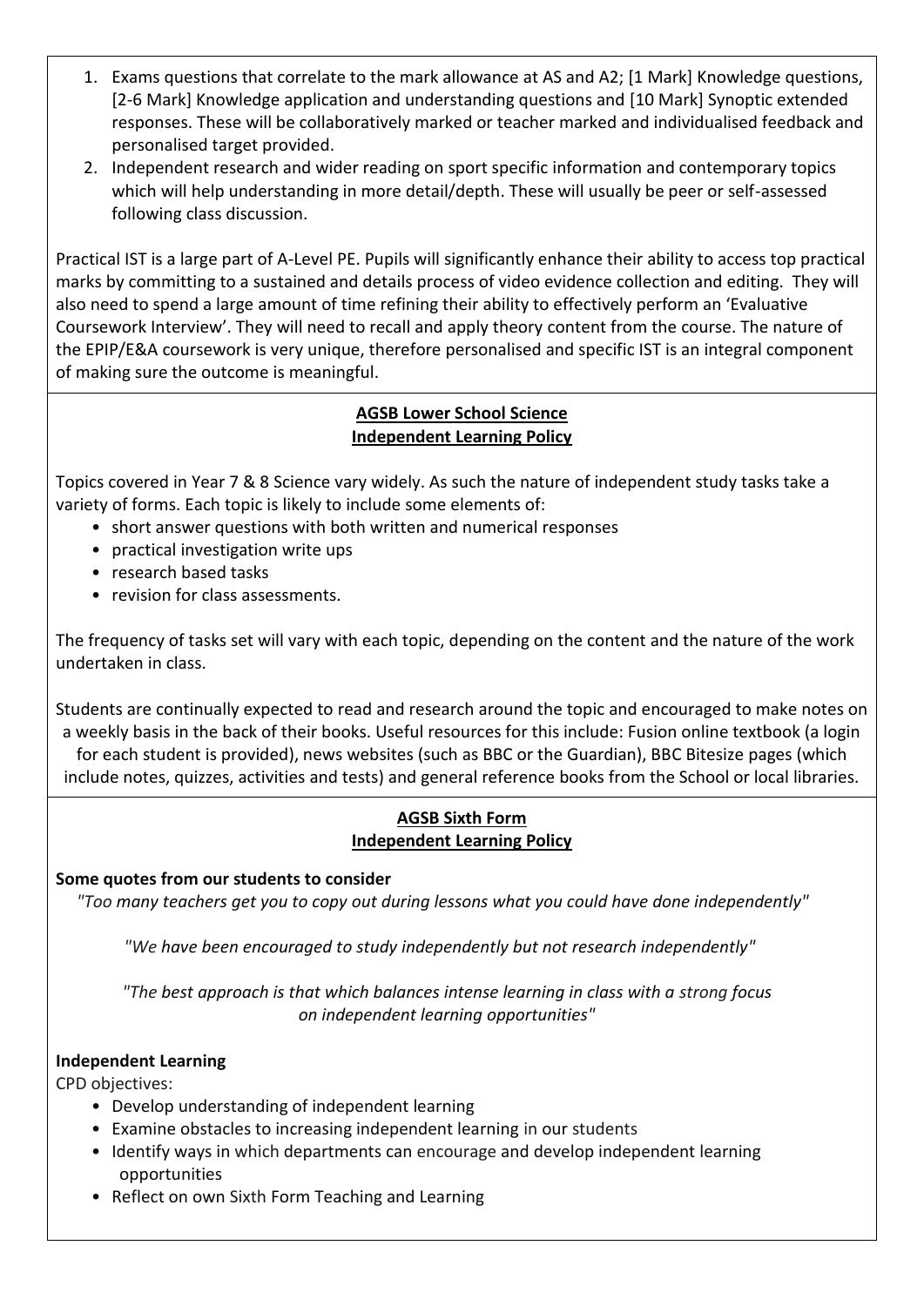1. Exams questions that correlate to the mark allowance at AS and A2; [1 Mark] Knowledge questions, [2-6 Mark] Knowledge application and understanding questions and [10 Mark] Synoptic extended responses. These will be collaboratively marked or teacher marked and individualised feedback and personalised target provided.
2. Independent research and wider reading on sport specific information and contemporary topics which will help understanding in more detail/depth. These will usually be peer or self-assessed following class discussion.

Practical IST is a large part of A-Level PE. Pupils will significantly enhance their ability to access top practical marks by committing to a sustained and details process of video evidence collection and editing. They will also need to spend a large amount of time refining their ability to effectively perform an 'Evaluative Coursework Interview'. They will need to recall and apply theory content from the course. The nature of the EPIP/E&A coursework is very unique, therefore personalised and specific IST is an integral component of making sure the outcome is meaningful.

## AGSB Lower School Science
## Independent Learning Policy

Topics covered in Year 7 & 8 Science vary widely. As such the nature of independent study tasks take a variety of forms. Each topic is likely to include some elements of:

- short answer questions with both written and numerical responses
- practical investigation write ups
- research based tasks
- revision for class assessments.

The frequency of tasks set will vary with each topic, depending on the content and the nature of the work undertaken in class.

Students are continually expected to read and research around the topic and encouraged to make notes on a weekly basis in the back of their books. Useful resources for this include: Fusion online textbook (a login for each student is provided), news websites (such as BBC or the Guardian), BBC Bitesize pages (which include notes, quizzes, activities and tests) and general reference books from the School or local libraries.

## AGSB Sixth Form
## Independent Learning Policy

**Some quotes from our students to consider**

*"Too many teachers get you to copy out during lessons what you could have done independently"*

*"We have been encouraged to study independently but not research independently"*

*"The best approach is that which balances intense learning in class with a strong focus on independent learning opportunities"*

**Independent Learning**

CPD objectives:

- Develop understanding of independent learning
- Examine obstacles to increasing independent learning in our students
- Identify ways in which departments can encourage and develop independent learning opportunities
- Reflect on own Sixth Form Teaching and Learning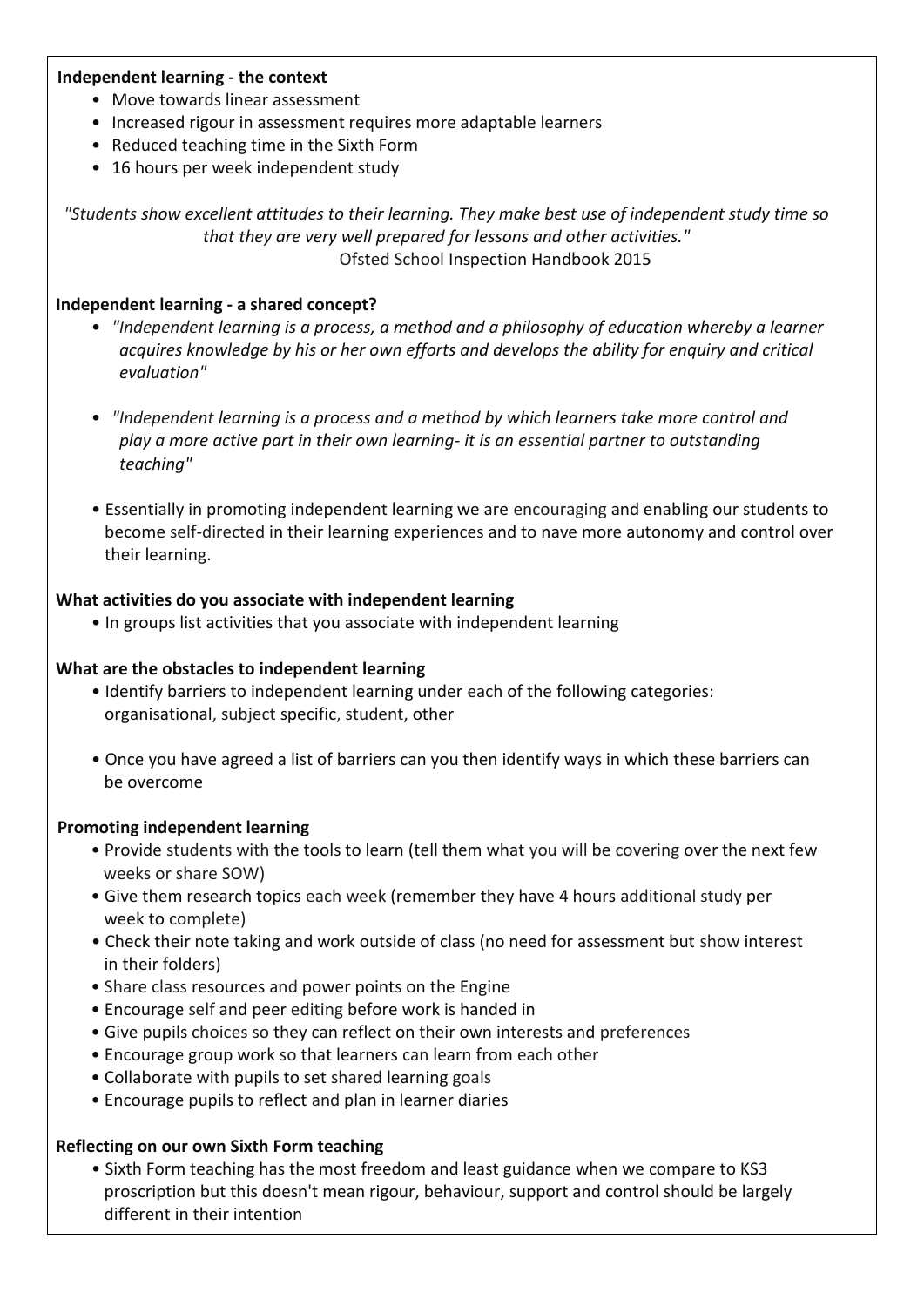**Independent learning - the context**

- Move towards linear assessment
- Increased rigour in assessment requires more adaptable learners
- Reduced teaching time in the Sixth Form
- 16 hours per week independent study

*"Students show excellent attitudes to their learning. They make best use of independent study time so that they are very well prepared for lessons and other activities."*
Ofsted School Inspection Handbook 2015

**Independent learning - a shared concept?**

- *"Independent learning is a process, a method and a philosophy of education whereby a learner acquires knowledge by his or her own efforts and develops the ability for enquiry and critical evaluation"*
- *"Independent learning is a process and a method by which learners take more control and play a more active part in their own learning- it is an essential partner to outstanding teaching"*
- Essentially in promoting independent learning we are encouraging and enabling our students to become self-directed in their learning experiences and to nave more autonomy and control over their learning.

**What activities do you associate with independent learning**

- In groups list activities that you associate with independent learning

**What are the obstacles to independent learning**

- Identify barriers to independent learning under each of the following categories: organisational, subject specific, student, other
- Once you have agreed a list of barriers can you then identify ways in which these barriers can be overcome

**Promoting independent learning**

- Provide students with the tools to learn (tell them what you will be covering over the next few weeks or share SOW)
- Give them research topics each week (remember they have 4 hours additional study per week to complete)
- Check their note taking and work outside of class (no need for assessment but show interest in their folders)
- Share class resources and power points on the Engine
- Encourage self and peer editing before work is handed in
- Give pupils choices so they can reflect on their own interests and preferences
- Encourage group work so that learners can learn from each other
- Collaborate with pupils to set shared learning goals
- Encourage pupils to reflect and plan in learner diaries

**Reflecting on our own Sixth Form teaching**

- Sixth Form teaching has the most freedom and least guidance when we compare to KS3 proscription but this doesn't mean rigour, behaviour, support and control should be largely different in their intention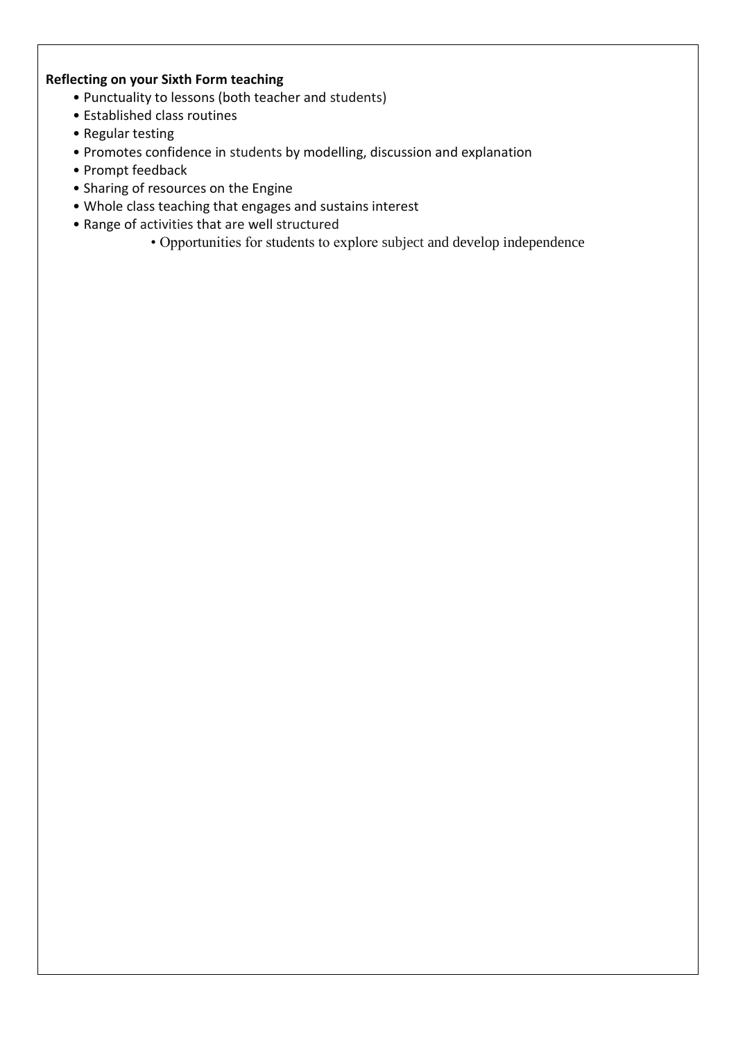**Reflecting on your Sixth Form teaching**

- Punctuality to lessons (both teacher and students)
- Established class routines
- Regular testing
- Promotes confidence in students by modelling, discussion and explanation
- Prompt feedback
- Sharing of resources on the Engine
- Whole class teaching that engages and sustains interest
- Range of activities that are well structured
- Opportunities for students to explore subject and develop independence